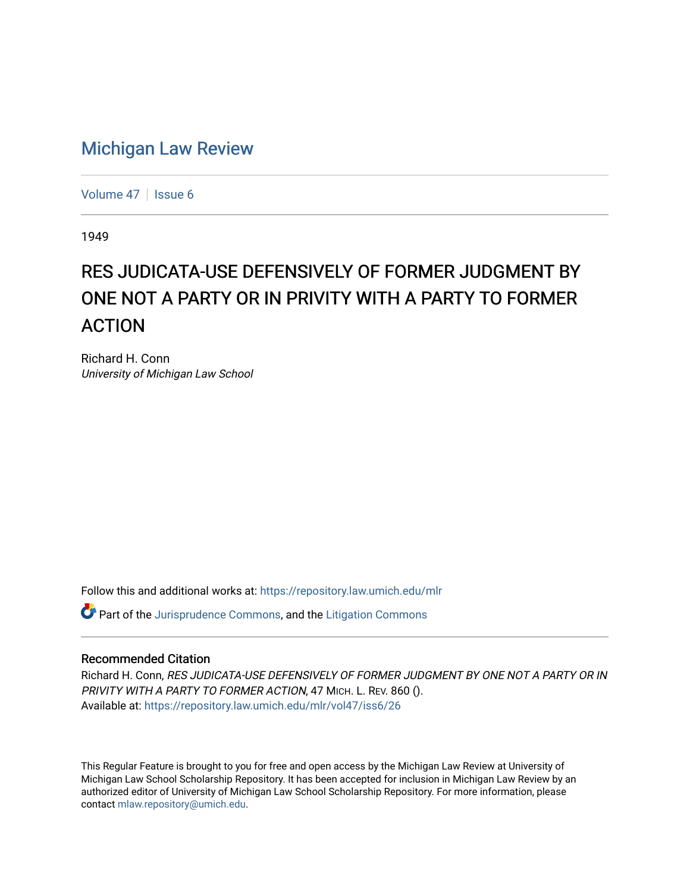# Michigan Law Review

Volume 47 | Issue 6

1949

## RES JUDICATA-USE DEFENSIVELY OF FORMER JUDGMENT BY ONE NOT A PARTY OR IN PRIVITY WITH A PARTY TO FORMER ACTION

Richard H. Conn
*University of Michigan Law School*

Follow this and additional works at: https://repository.law.umich.edu/mlr

Part of the Jurisprudence Commons, and the Litigation Commons

### Recommended Citation

Richard H. Conn, *RES JUDICATA-USE DEFENSIVELY OF FORMER JUDGMENT BY ONE NOT A PARTY OR IN PRIVITY WITH A PARTY TO FORMER ACTION*, 47 MICH. L. REV. 860 ().
Available at: https://repository.law.umich.edu/mlr/vol47/iss6/26

This Regular Feature is brought to you for free and open access by the Michigan Law Review at University of Michigan Law School Scholarship Repository. It has been accepted for inclusion in Michigan Law Review by an authorized editor of University of Michigan Law School Scholarship Repository. For more information, please contact mlaw.repository@umich.edu.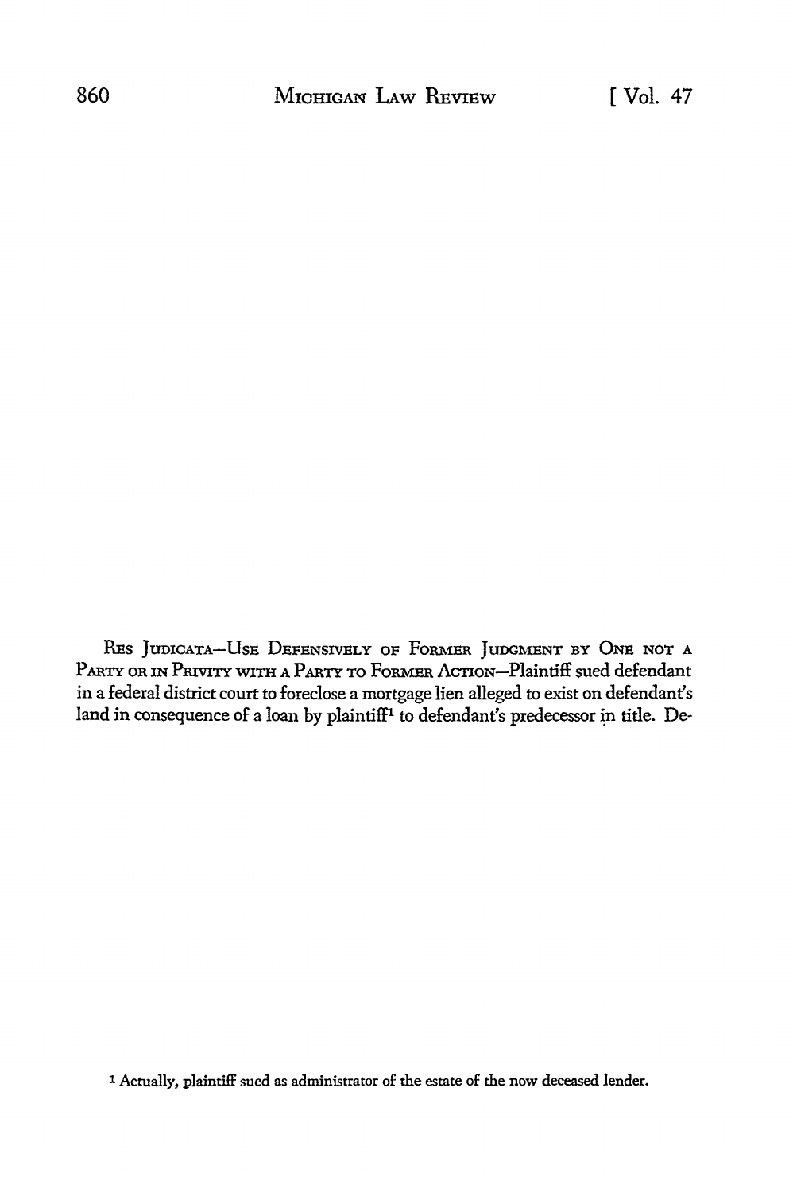RES JUDICATA—USE DEFENSIVELY OF FORMER JUDGMENT BY ONE NOT A PARTY OR IN PRIVITY WITH A PARTY TO FORMER ACTION—Plaintiff sued defendant in a federal district court to foreclose a mortgage lien alleged to exist on defendant's land in consequence of a loan by plaintiff[1] to defendant's predecessor in title. De-

[1] Actually, plaintiff sued as administrator of the estate of the now deceased lender.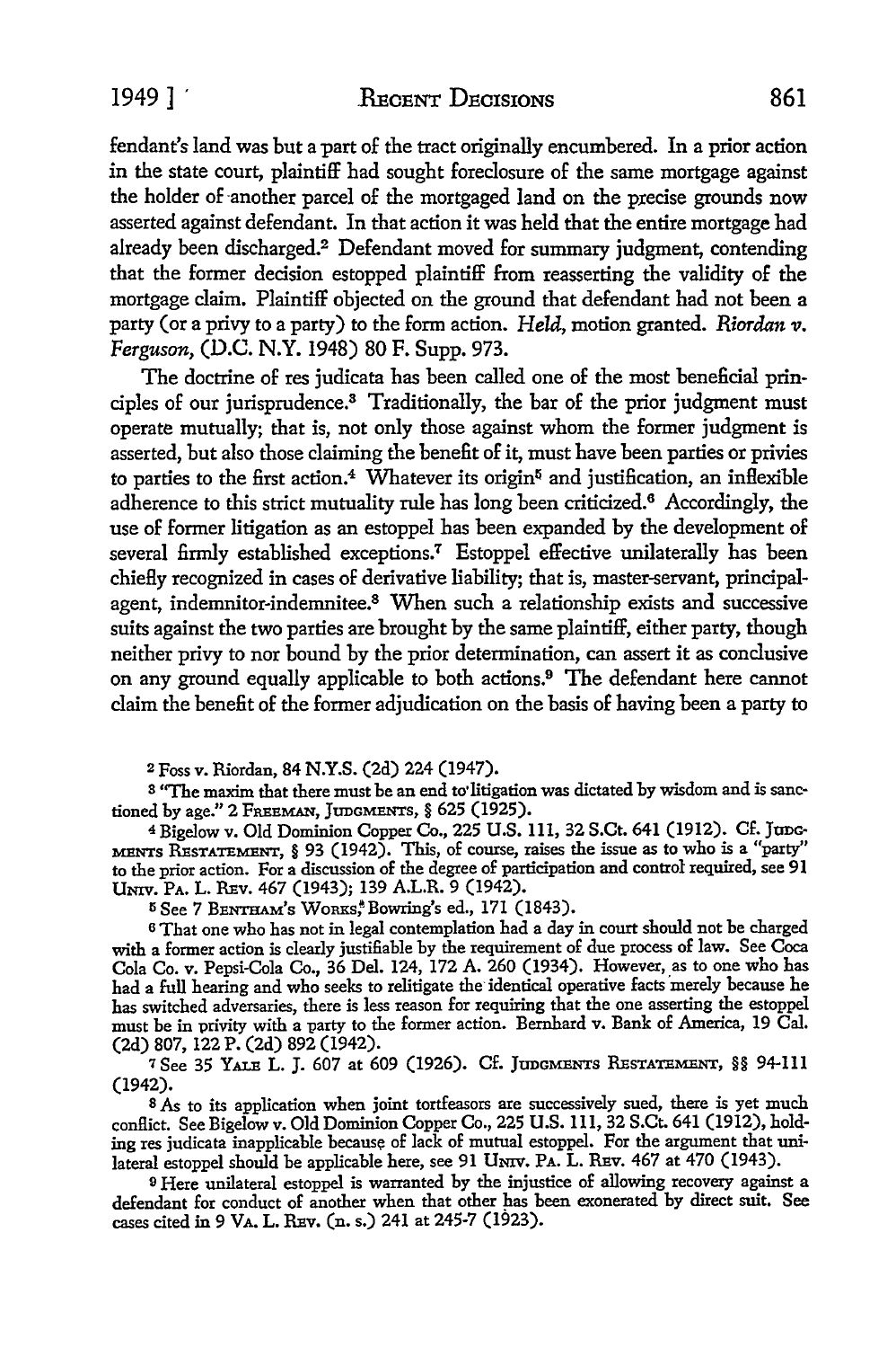fendant's land was but a part of the tract originally encumbered. In a prior action in the state court, plaintiff had sought foreclosure of the same mortgage against the holder of another parcel of the mortgaged land on the precise grounds now asserted against defendant. In that action it was held that the entire mortgage had already been discharged.[2] Defendant moved for summary judgment, contending that the former decision estopped plaintiff from reasserting the validity of the mortgage claim. Plaintiff objected on the ground that defendant had not been a party (or a privy to a party) to the form action. *Held*, motion granted. *Riordan v. Ferguson*, (D.C. N.Y. 1948) 80 F. Supp. 973.

The doctrine of res judicata has been called one of the most beneficial principles of our jurisprudence.[3] Traditionally, the bar of the prior judgment must operate mutually; that is, not only those against whom the former judgment is asserted, but also those claiming the benefit of it, must have been parties or privies to parties to the first action.[4] Whatever its origin[5] and justification, an inflexible adherence to this strict mutuality rule has long been criticized.[6] Accordingly, the use of former litigation as an estoppel has been expanded by the development of several firmly established exceptions.[7] Estoppel effective unilaterally has been chiefly recognized in cases of derivative liability; that is, master-servant, principal-agent, indemnitor-indemnitee.[8] When such a relationship exists and successive suits against the two parties are brought by the same plaintiff, either party, though neither privy to nor bound by the prior determination, can assert it as conclusive on any ground equally applicable to both actions.[9] The defendant here cannot claim the benefit of the former adjudication on the basis of having been a party to

---

[2] Foss v. Riordan, 84 N.Y.S. (2d) 224 (1947).

[3] "The maxim that there must be an end to litigation was dictated by wisdom and is sanctioned by age." 2 FREEMAN, JUDGMENTS, § 625 (1925).

[4] Bigelow v. Old Dominion Copper Co., 225 U.S. 111, 32 S.Ct. 641 (1912). Cf. JUDGMENTS RESTATEMENT, § 93 (1942). This, of course, raises the issue as to who is a "party" to the prior action. For a discussion of the degree of participation and control required, see 91 UNIV. PA. L. REV. 467 (1943); 139 A.L.R. 9 (1942).

[5] See 7 BENTHAM'S WORKS, Bowring's ed., 171 (1843).

[6] That one who has not in legal contemplation had a day in court should not be charged with a former action is clearly justifiable by the requirement of due process of law. See Coca Cola Co. v. Pepsi-Cola Co., 36 Del. 124, 172 A. 260 (1934). However, as to one who has had a full hearing and who seeks to relitigate the identical operative facts merely because he has switched adversaries, there is less reason for requiring that the one asserting the estoppel must be in privity with a party to the former action. Bernhard v. Bank of America, 19 Cal. (2d) 807, 122 P. (2d) 892 (1942).

[7] See 35 YALE L. J. 607 at 609 (1926). Cf. JUDGMENTS RESTATEMENT, §§ 94-111 (1942).

[8] As to its application when joint tortfeasors are successively sued, there is yet much conflict. See Bigelow v. Old Dominion Copper Co., 225 U.S. 111, 32 S.Ct. 641 (1912), holding res judicata inapplicable because of lack of mutual estoppel. For the argument that unilateral estoppel should be applicable here, see 91 UNIV. PA. L. REV. 467 at 470 (1943).

[9] Here unilateral estoppel is warranted by the injustice of allowing recovery against a defendant for conduct of another when that other has been exonerated by direct suit. See cases cited in 9 VA. L. REV. (n. s.) 241 at 245-7 (1923).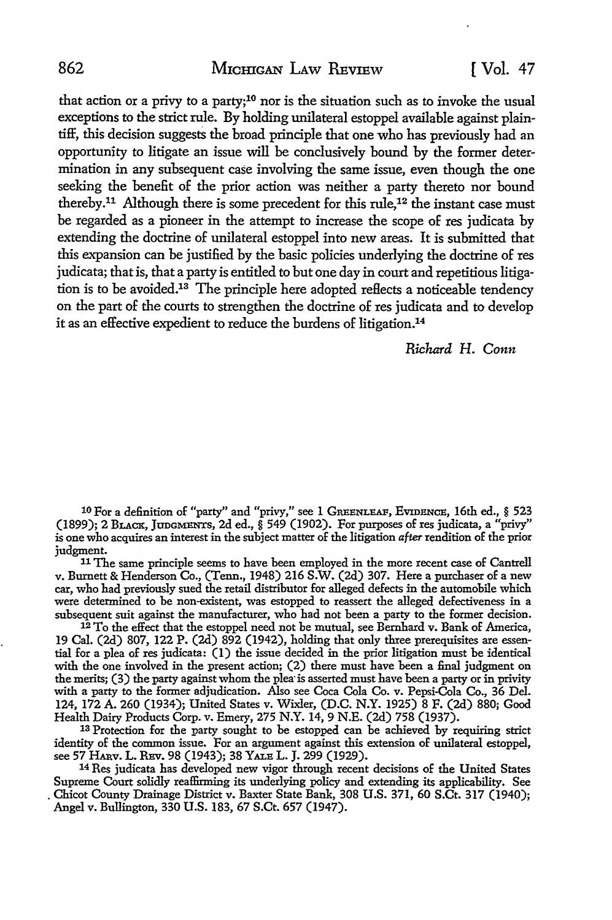that action or a privy to a party;[10] nor is the situation such as to invoke the usual exceptions to the strict rule. By holding unilateral estoppel available against plaintiff, this decision suggests the broad principle that one who has previously had an opportunity to litigate an issue will be conclusively bound by the former determination in any subsequent case involving the same issue, even though the one seeking the benefit of the prior action was neither a party thereto nor bound thereby.[11] Although there is some precedent for this rule,[12] the instant case must be regarded as a pioneer in the attempt to increase the scope of res judicata by extending the doctrine of unilateral estoppel into new areas. It is submitted that this expansion can be justified by the basic policies underlying the doctrine of res judicata; that is, that a party is entitled to but one day in court and repetitious litigation is to be avoided.[13] The principle here adopted reflects a noticeable tendency on the part of the courts to strengthen the doctrine of res judicata and to develop it as an effective expedient to reduce the burdens of litigation.[14]

*Richard H. Conn*

---

[10] For a definition of "party" and "privy," see 1 GREENLEAF, EVIDENCE, 16th ed., § 523 (1899); 2 BLACK, JUDGMENTS, 2d ed., § 549 (1902). For purposes of res judicata, a "privy" is one who acquires an interest in the subject matter of the litigation *after* rendition of the prior judgment.

[11] The same principle seems to have been employed in the more recent case of Cantrell v. Burnett & Henderson Co., (Tenn., 1948) 216 S.W. (2d) 307. Here a purchaser of a new car, who had previously sued the retail distributor for alleged defects in the automobile which were determined to be non-existent, was estopped to reassert the alleged defectiveness in a subsequent suit against the manufacturer, who had not been a party to the former decision.

[12] To the effect that the estoppel need not be mutual, see Bernhard v. Bank of America, 19 Cal. (2d) 807, 122 P. (2d) 892 (1942), holding that only three prerequisites are essential for a plea of res judicata: (1) the issue decided in the prior litigation must be identical with the one involved in the present action; (2) there must have been a final judgment on the merits; (3) the party against whom the plea is asserted must have been a party or in privity with a party to the former adjudication. Also see Coca Cola Co. v. Pepsi-Cola Co., 36 Del. 124, 172 A. 260 (1934); United States v. Wixler, (D.C. N.Y. 1925) 8 F. (2d) 880; Good Health Dairy Products Corp. v. Emery, 275 N.Y. 14, 9 N.E. (2d) 758 (1937).

[13] Protection for the party sought to be estopped can be achieved by requiring strict identity of the common issue. For an argument against this extension of unilateral estoppel, see 57 HARV. L. REV. 98 (1943); 38 YALE L. J. 299 (1929).

[14] Res judicata has developed new vigor through recent decisions of the United States Supreme Court solidly reaffirming its underlying policy and extending its applicability. See Chicot County Drainage District v. Baxter State Bank, 308 U.S. 371, 60 S.Ct. 317 (1940); Angel v. Bullington, 330 U.S. 183, 67 S.Ct. 657 (1947).